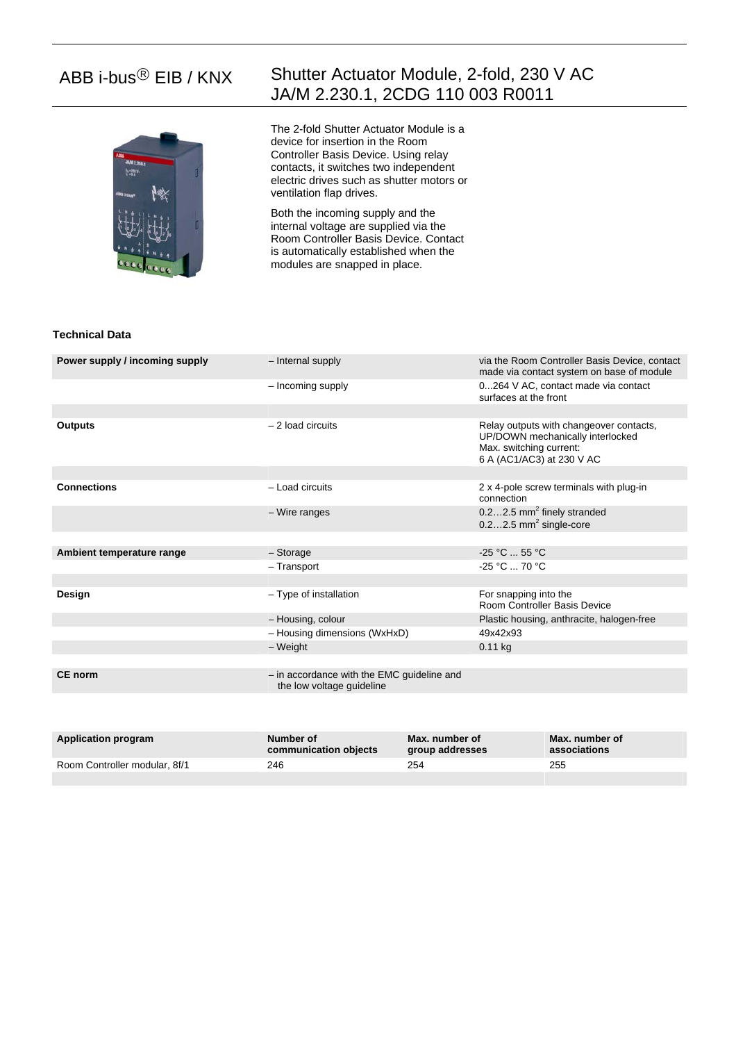# ABB i-bus® EIB / KNX

## Shutter Actuator Module, 2-fold, 230 V AC
## JA/M 2.230.1, 2CDG 110 003 R0011

The 2-fold Shutter Actuator Module is a device for insertion in the Room Controller Basis Device. Using relay contacts, it switches two independent electric drives such as shutter motors or ventilation flap drives.

Both the incoming supply and the internal voltage are supplied via the Room Controller Basis Device. Contact is automatically established when the modules are snapped in place.

### Technical Data

| | | |
|---|---|---|
| **Power supply / incoming supply** | – Internal supply | via the Room Controller Basis Device, contact made via contact system on base of module |
| | – Incoming supply | 0...264 V AC, contact made via contact surfaces at the front |
| **Outputs** | – 2 load circuits | Relay outputs with changeover contacts, UP/DOWN mechanically interlocked Max. switching current: 6 A (AC1/AC3) at 230 V AC |
| **Connections** | – Load circuits | 2 x 4-pole screw terminals with plug-in connection |
| | – Wire ranges | 0.2…2.5 mm² finely stranded 0.2…2.5 mm² single-core |
| **Ambient temperature range** | – Storage | -25 °C ... 55 °C |
| | – Transport | -25 °C ... 70 °C |
| **Design** | – Type of installation | For snapping into the Room Controller Basis Device |
| | – Housing, colour | Plastic housing, anthracite, halogen-free |
| | – Housing dimensions (WxHxD) | 49x42x93 |
| | – Weight | 0.11 kg |
| **CE norm** | – in accordance with the EMC guideline and the low voltage guideline | |

| Application program | Number of communication objects | Max. number of group addresses | Max. number of associations |
|---|---|---|---|
| Room Controller modular, 8f/1 | 246 | 254 | 255 |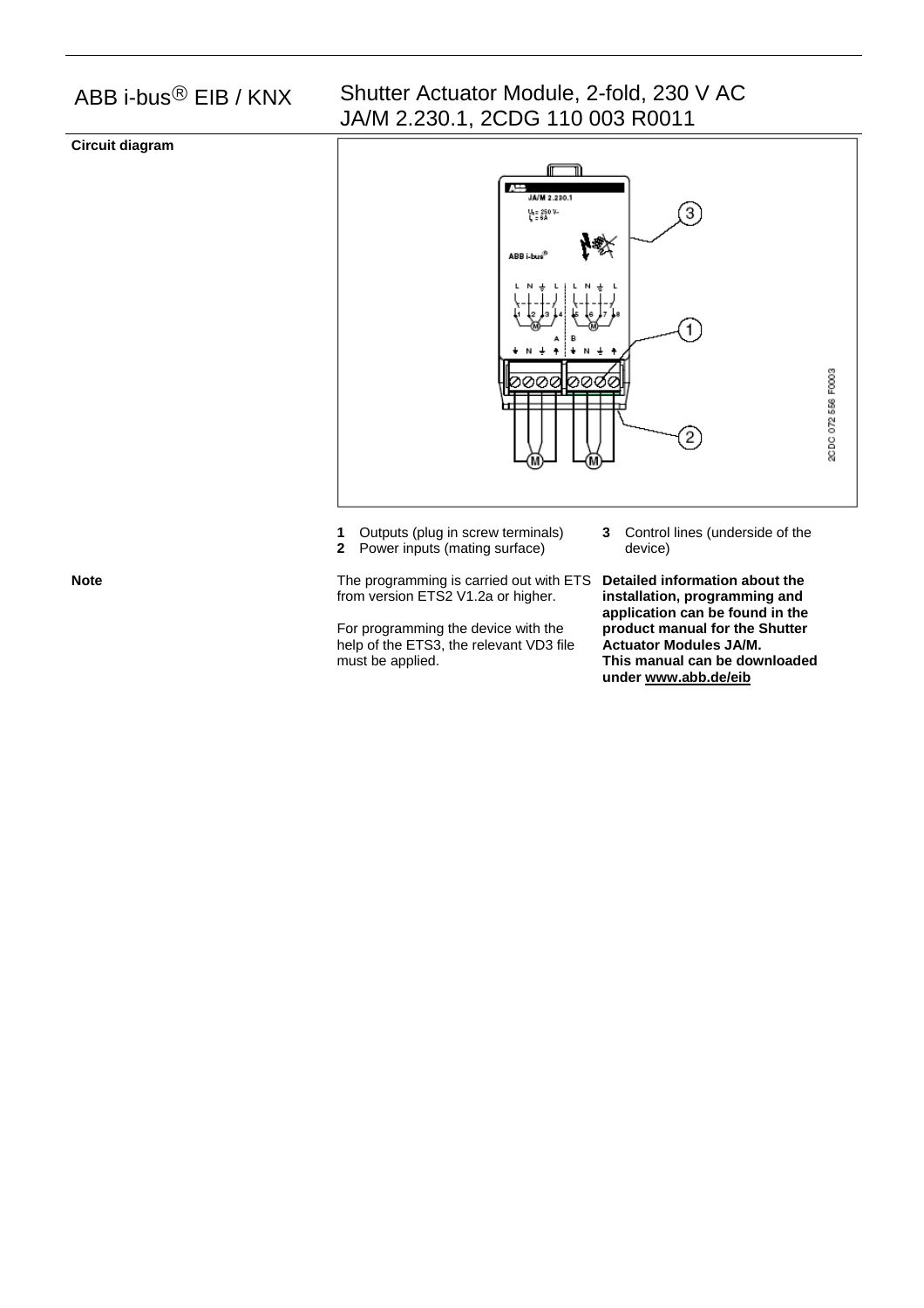# ABB i-bus® EIB / KNX

## Shutter Actuator Module, 2-fold, 230 V AC JA/M 2.230.1, 2CDG 110 003 R0011

**Circuit diagram**

JA/M 2.230.1

ABB i-bus®

2CDC 072 556 F0003

1. Outputs (plug in screw terminals)
2. Power inputs (mating surface)
3. Control lines (underside of the device)

**Note**

The programming is carried out with ETS from version ETS2 V1.2a or higher.

For programming the device with the help of the ETS3, the relevant VD3 file must be applied.

**Detailed information about the installation, programming and application can be found in the product manual for the Shutter Actuator Modules JA/M. This manual can be downloaded under www.abb.de/eib**